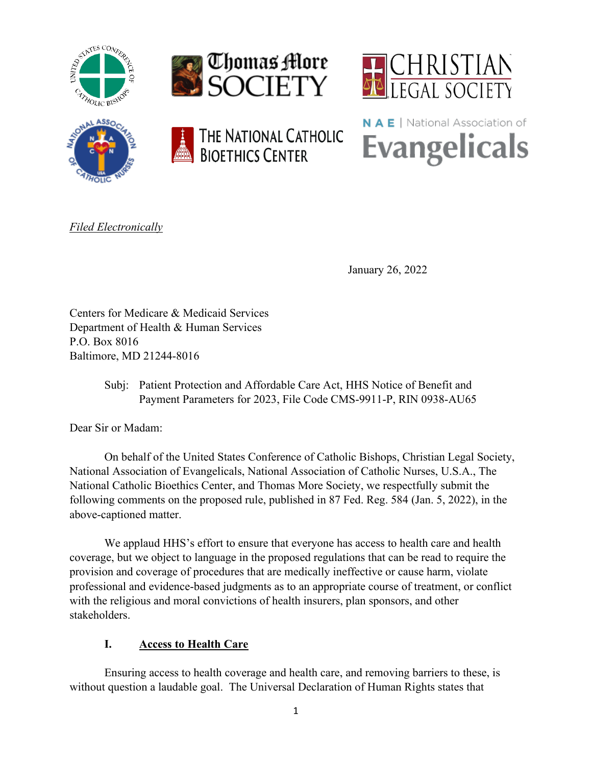*Filed Electronically*

January 26, 2022

Centers for Medicare & Medicaid Services
Department of Health & Human Services
P.O. Box 8016
Baltimore, MD 21244-8016

Subj: Patient Protection and Affordable Care Act, HHS Notice of Benefit and Payment Parameters for 2023, File Code CMS-9911-P, RIN 0938-AU65

Dear Sir or Madam:

On behalf of the United States Conference of Catholic Bishops, Christian Legal Society, National Association of Evangelicals, National Association of Catholic Nurses, U.S.A., The National Catholic Bioethics Center, and Thomas More Society, we respectfully submit the following comments on the proposed rule, published in 87 Fed. Reg. 584 (Jan. 5, 2022), in the above-captioned matter.

We applaud HHS's effort to ensure that everyone has access to health care and health coverage, but we object to language in the proposed regulations that can be read to require the provision and coverage of procedures that are medically ineffective or cause harm, violate professional and evidence-based judgments as to an appropriate course of treatment, or conflict with the religious and moral convictions of health insurers, plan sponsors, and other stakeholders.

## I. Access to Health Care

Ensuring access to health coverage and health care, and removing barriers to these, is without question a laudable goal. The Universal Declaration of Human Rights states that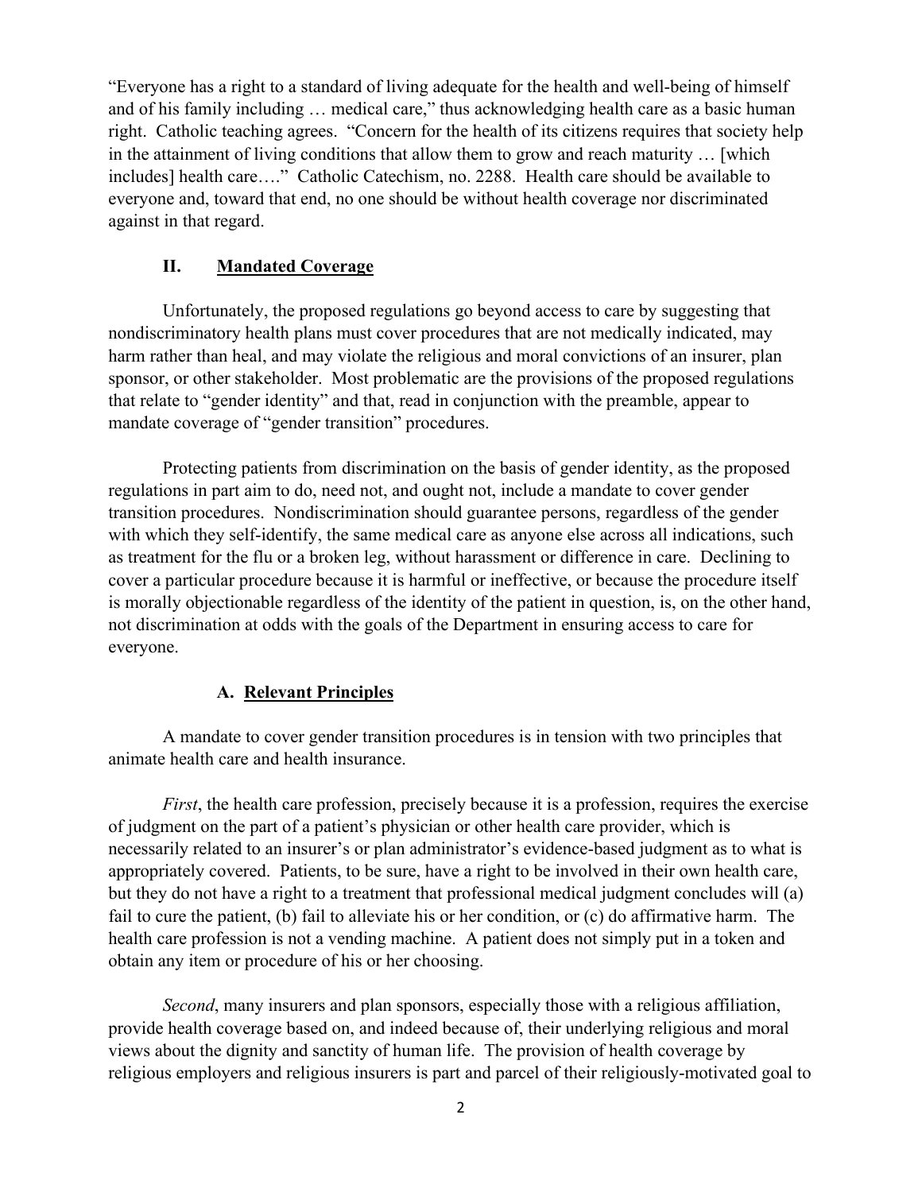"Everyone has a right to a standard of living adequate for the health and well-being of himself and of his family including … medical care," thus acknowledging health care as a basic human right. Catholic teaching agrees. "Concern for the health of its citizens requires that society help in the attainment of living conditions that allow them to grow and reach maturity … [which includes] health care…." Catholic Catechism, no. 2288. Health care should be available to everyone and, toward that end, no one should be without health coverage nor discriminated against in that regard.

## II. Mandated Coverage

Unfortunately, the proposed regulations go beyond access to care by suggesting that nondiscriminatory health plans must cover procedures that are not medically indicated, may harm rather than heal, and may violate the religious and moral convictions of an insurer, plan sponsor, or other stakeholder. Most problematic are the provisions of the proposed regulations that relate to "gender identity" and that, read in conjunction with the preamble, appear to mandate coverage of "gender transition" procedures.

Protecting patients from discrimination on the basis of gender identity, as the proposed regulations in part aim to do, need not, and ought not, include a mandate to cover gender transition procedures. Nondiscrimination should guarantee persons, regardless of the gender with which they self-identify, the same medical care as anyone else across all indications, such as treatment for the flu or a broken leg, without harassment or difference in care. Declining to cover a particular procedure because it is harmful or ineffective, or because the procedure itself is morally objectionable regardless of the identity of the patient in question, is, on the other hand, not discrimination at odds with the goals of the Department in ensuring access to care for everyone.

### A. Relevant Principles

A mandate to cover gender transition procedures is in tension with two principles that animate health care and health insurance.

*First*, the health care profession, precisely because it is a profession, requires the exercise of judgment on the part of a patient's physician or other health care provider, which is necessarily related to an insurer's or plan administrator's evidence-based judgment as to what is appropriately covered. Patients, to be sure, have a right to be involved in their own health care, but they do not have a right to a treatment that professional medical judgment concludes will (a) fail to cure the patient, (b) fail to alleviate his or her condition, or (c) do affirmative harm. The health care profession is not a vending machine. A patient does not simply put in a token and obtain any item or procedure of his or her choosing.

*Second*, many insurers and plan sponsors, especially those with a religious affiliation, provide health coverage based on, and indeed because of, their underlying religious and moral views about the dignity and sanctity of human life. The provision of health coverage by religious employers and religious insurers is part and parcel of their religiously-motivated goal to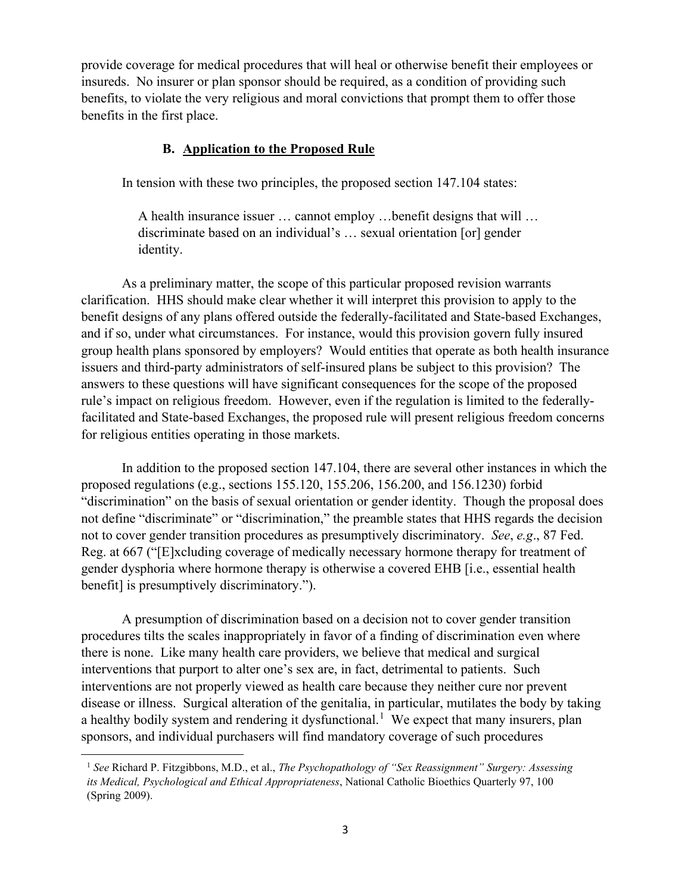provide coverage for medical procedures that will heal or otherwise benefit their employees or insureds. No insurer or plan sponsor should be required, as a condition of providing such benefits, to violate the very religious and moral convictions that prompt them to offer those benefits in the first place.

### B. <u>Application to the Proposed Rule</u>

In tension with these two principles, the proposed section 147.104 states:

> A health insurance issuer … cannot employ …benefit designs that will … discriminate based on an individual's … sexual orientation [or] gender identity.

As a preliminary matter, the scope of this particular proposed revision warrants clarification. HHS should make clear whether it will interpret this provision to apply to the benefit designs of any plans offered outside the federally-facilitated and State-based Exchanges, and if so, under what circumstances. For instance, would this provision govern fully insured group health plans sponsored by employers? Would entities that operate as both health insurance issuers and third-party administrators of self-insured plans be subject to this provision? The answers to these questions will have significant consequences for the scope of the proposed rule's impact on religious freedom. However, even if the regulation is limited to the federally-facilitated and State-based Exchanges, the proposed rule will present religious freedom concerns for religious entities operating in those markets.

In addition to the proposed section 147.104, there are several other instances in which the proposed regulations (e.g., sections 155.120, 155.206, 156.200, and 156.1230) forbid "discrimination" on the basis of sexual orientation or gender identity. Though the proposal does not define "discriminate" or "discrimination," the preamble states that HHS regards the decision not to cover gender transition procedures as presumptively discriminatory. *See*, *e.g*., 87 Fed. Reg. at 667 ("[E]xcluding coverage of medically necessary hormone therapy for treatment of gender dysphoria where hormone therapy is otherwise a covered EHB [i.e., essential health benefit] is presumptively discriminatory.").

A presumption of discrimination based on a decision not to cover gender transition procedures tilts the scales inappropriately in favor of a finding of discrimination even where there is none. Like many health care providers, we believe that medical and surgical interventions that purport to alter one's sex are, in fact, detrimental to patients. Such interventions are not properly viewed as health care because they neither cure nor prevent disease or illness. Surgical alteration of the genitalia, in particular, mutilates the body by taking a healthy bodily system and rendering it dysfunctional.[1] We expect that many insurers, plan sponsors, and individual purchasers will find mandatory coverage of such procedures

[1] *See* Richard P. Fitzgibbons, M.D., et al., *The Psychopathology of "Sex Reassignment" Surgery: Assessing its Medical, Psychological and Ethical Appropriateness*, National Catholic Bioethics Quarterly 97, 100 (Spring 2009).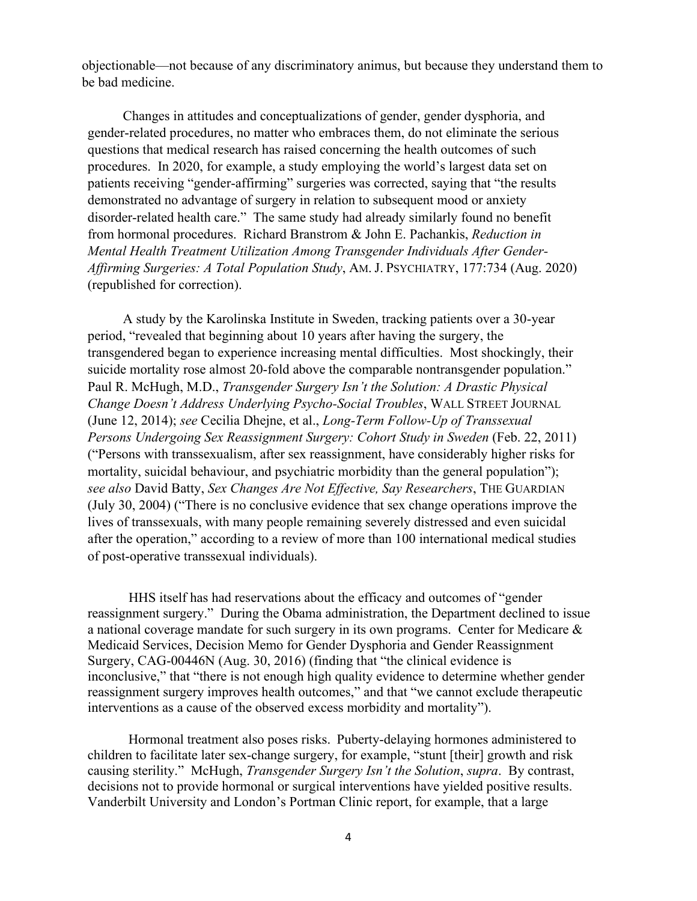objectionable—not because of any discriminatory animus, but because they understand them to be bad medicine.

Changes in attitudes and conceptualizations of gender, gender dysphoria, and gender-related procedures, no matter who embraces them, do not eliminate the serious questions that medical research has raised concerning the health outcomes of such procedures. In 2020, for example, a study employing the world's largest data set on patients receiving "gender-affirming" surgeries was corrected, saying that "the results demonstrated no advantage of surgery in relation to subsequent mood or anxiety disorder-related health care." The same study had already similarly found no benefit from hormonal procedures. Richard Branstrom & John E. Pachankis, *Reduction in Mental Health Treatment Utilization Among Transgender Individuals After Gender-Affirming Surgeries: A Total Population Study*, AM. J. PSYCHIATRY, 177:734 (Aug. 2020) (republished for correction).

A study by the Karolinska Institute in Sweden, tracking patients over a 30-year period, "revealed that beginning about 10 years after having the surgery, the transgendered began to experience increasing mental difficulties. Most shockingly, their suicide mortality rose almost 20-fold above the comparable nontransgender population." Paul R. McHugh, M.D., *Transgender Surgery Isn't the Solution: A Drastic Physical Change Doesn't Address Underlying Psycho-Social Troubles*, WALL STREET JOURNAL (June 12, 2014); *see* Cecilia Dhejne, et al., *Long-Term Follow-Up of Transsexual Persons Undergoing Sex Reassignment Surgery: Cohort Study in Sweden* (Feb. 22, 2011) ("Persons with transsexualism, after sex reassignment, have considerably higher risks for mortality, suicidal behaviour, and psychiatric morbidity than the general population"); *see also* David Batty, *Sex Changes Are Not Effective, Say Researchers*, THE GUARDIAN (July 30, 2004) ("There is no conclusive evidence that sex change operations improve the lives of transsexuals, with many people remaining severely distressed and even suicidal after the operation," according to a review of more than 100 international medical studies of post-operative transsexual individuals).

HHS itself has had reservations about the efficacy and outcomes of "gender reassignment surgery." During the Obama administration, the Department declined to issue a national coverage mandate for such surgery in its own programs. Center for Medicare & Medicaid Services, Decision Memo for Gender Dysphoria and Gender Reassignment Surgery, CAG-00446N (Aug. 30, 2016) (finding that "the clinical evidence is inconclusive," that "there is not enough high quality evidence to determine whether gender reassignment surgery improves health outcomes," and that "we cannot exclude therapeutic interventions as a cause of the observed excess morbidity and mortality").

Hormonal treatment also poses risks. Puberty-delaying hormones administered to children to facilitate later sex-change surgery, for example, "stunt [their] growth and risk causing sterility." McHugh, *Transgender Surgery Isn't the Solution*, *supra*. By contrast, decisions not to provide hormonal or surgical interventions have yielded positive results. Vanderbilt University and London's Portman Clinic report, for example, that a large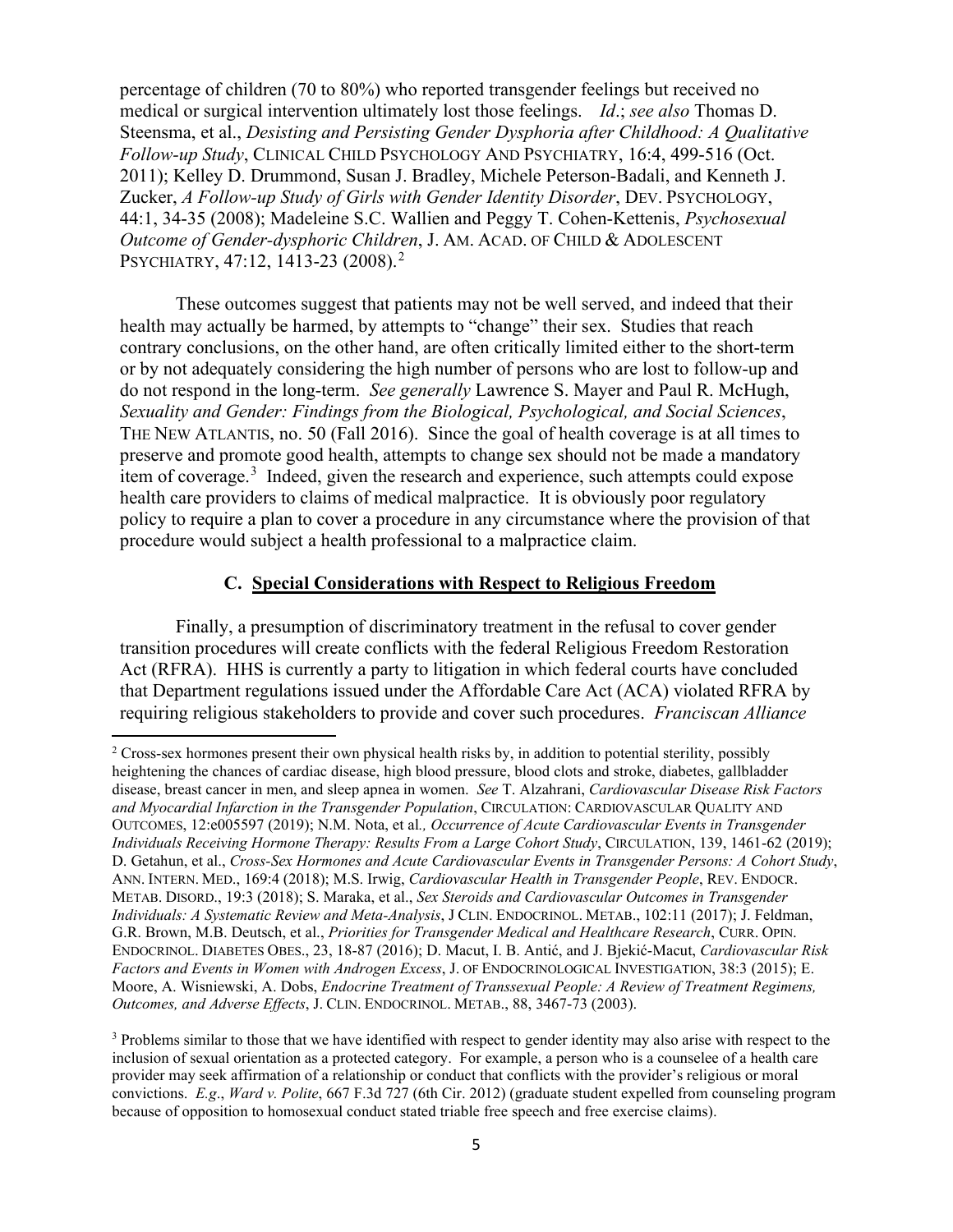percentage of children (70 to 80%) who reported transgender feelings but received no medical or surgical intervention ultimately lost those feelings. *Id*.; *see also* Thomas D. Steensma, et al., *Desisting and Persisting Gender Dysphoria after Childhood: A Qualitative Follow-up Study*, CLINICAL CHILD PSYCHOLOGY AND PSYCHIATRY, 16:4, 499-516 (Oct. 2011); Kelley D. Drummond, Susan J. Bradley, Michele Peterson-Badali, and Kenneth J. Zucker, *A Follow-up Study of Girls with Gender Identity Disorder*, DEV. PSYCHOLOGY, 44:1, 34-35 (2008); Madeleine S.C. Wallien and Peggy T. Cohen-Kettenis, *Psychosexual Outcome of Gender-dysphoric Children*, J. AM. ACAD. OF CHILD & ADOLESCENT PSYCHIATRY, 47:12, 1413-23 (2008).[2]

These outcomes suggest that patients may not be well served, and indeed that their health may actually be harmed, by attempts to "change" their sex. Studies that reach contrary conclusions, on the other hand, are often critically limited either to the short-term or by not adequately considering the high number of persons who are lost to follow-up and do not respond in the long-term. *See generally* Lawrence S. Mayer and Paul R. McHugh, *Sexuality and Gender: Findings from the Biological, Psychological, and Social Sciences*, THE NEW ATLANTIS, no. 50 (Fall 2016). Since the goal of health coverage is at all times to preserve and promote good health, attempts to change sex should not be made a mandatory item of coverage.[3] Indeed, given the research and experience, such attempts could expose health care providers to claims of medical malpractice. It is obviously poor regulatory policy to require a plan to cover a procedure in any circumstance where the provision of that procedure would subject a health professional to a malpractice claim.

### C. Special Considerations with Respect to Religious Freedom

Finally, a presumption of discriminatory treatment in the refusal to cover gender transition procedures will create conflicts with the federal Religious Freedom Restoration Act (RFRA). HHS is currently a party to litigation in which federal courts have concluded that Department regulations issued under the Affordable Care Act (ACA) violated RFRA by requiring religious stakeholders to provide and cover such procedures. *Franciscan Alliance*

---

[2] Cross-sex hormones present their own physical health risks by, in addition to potential sterility, possibly heightening the chances of cardiac disease, high blood pressure, blood clots and stroke, diabetes, gallbladder disease, breast cancer in men, and sleep apnea in women. *See* T. Alzahrani, *Cardiovascular Disease Risk Factors and Myocardial Infarction in the Transgender Population*, CIRCULATION: CARDIOVASCULAR QUALITY AND OUTCOMES, 12:e005597 (2019); N.M. Nota, et al*., Occurrence of Acute Cardiovascular Events in Transgender Individuals Receiving Hormone Therapy: Results From a Large Cohort Study*, CIRCULATION, 139, 1461-62 (2019); D. Getahun, et al., *Cross-Sex Hormones and Acute Cardiovascular Events in Transgender Persons: A Cohort Study*, ANN. INTERN. MED., 169:4 (2018); M.S. Irwig, *Cardiovascular Health in Transgender People*, REV. ENDOCR. METAB. DISORD., 19:3 (2018); S. Maraka, et al., *Sex Steroids and Cardiovascular Outcomes in Transgender Individuals: A Systematic Review and Meta-Analysis*, J CLIN. ENDOCRINOL. METAB., 102:11 (2017); J. Feldman, G.R. Brown, M.B. Deutsch, et al., *Priorities for Transgender Medical and Healthcare Research*, CURR. OPIN. ENDOCRINOL. DIABETES OBES., 23, 18-87 (2016); D. Macut, I. B. Antić, and J. Bjekić-Macut, *Cardiovascular Risk Factors and Events in Women with Androgen Excess*, J. OF ENDOCRINOLOGICAL INVESTIGATION, 38:3 (2015); E. Moore, A. Wisniewski, A. Dobs, *Endocrine Treatment of Transsexual People: A Review of Treatment Regimens, Outcomes, and Adverse Effects*, J. CLIN. ENDOCRINOL. METAB., 88, 3467-73 (2003).

[3] Problems similar to those that we have identified with respect to gender identity may also arise with respect to the inclusion of sexual orientation as a protected category. For example, a person who is a counselee of a health care provider may seek affirmation of a relationship or conduct that conflicts with the provider's religious or moral convictions. *E.g*., *Ward v. Polite*, 667 F.3d 727 (6th Cir. 2012) (graduate student expelled from counseling program because of opposition to homosexual conduct stated triable free speech and free exercise claims).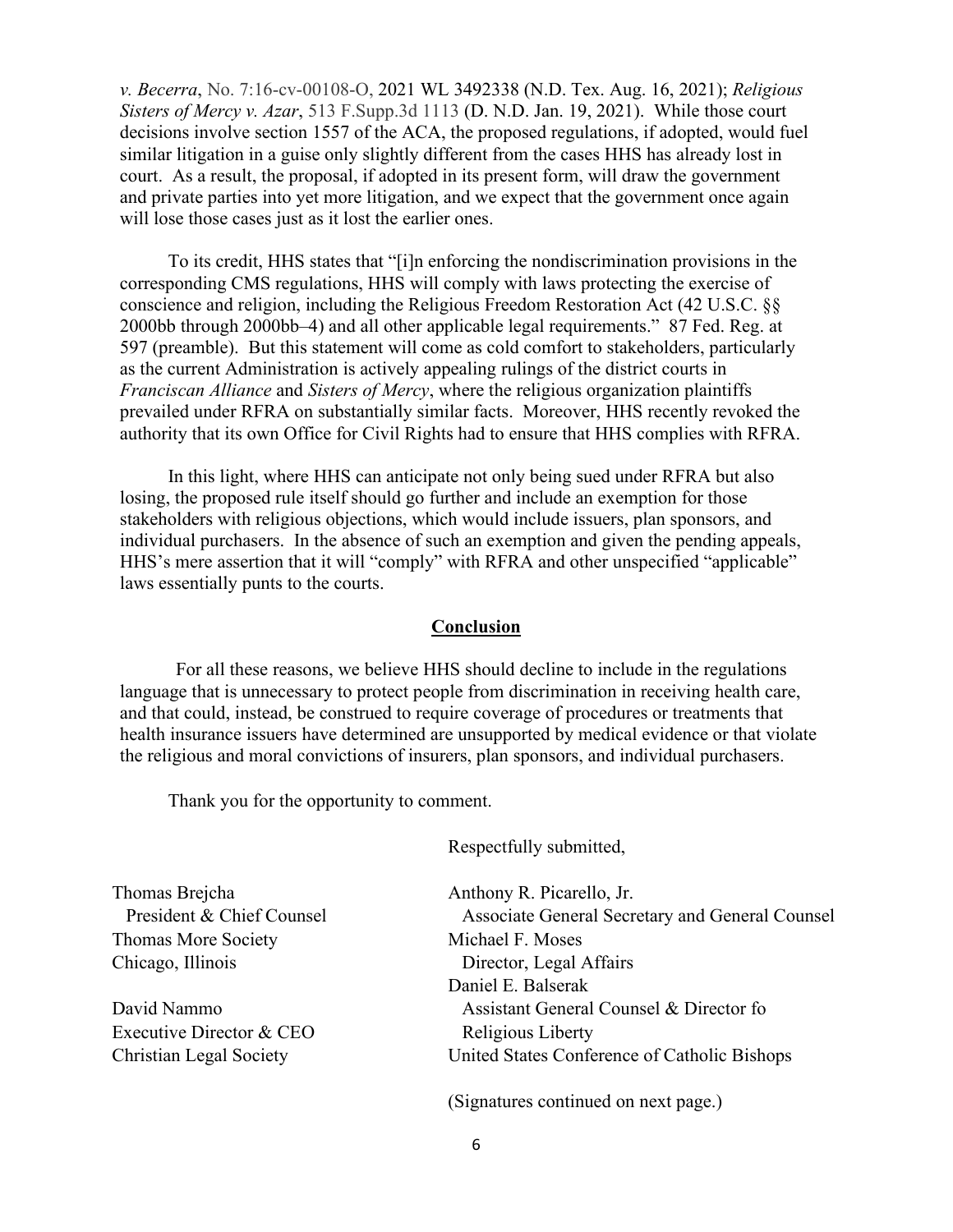*v. Becerra*, No. 7:16-cv-00108-O, 2021 WL 3492338 (N.D. Tex. Aug. 16, 2021); *Religious Sisters of Mercy v. Azar*, 513 F.Supp.3d 1113 (D. N.D. Jan. 19, 2021). While those court decisions involve section 1557 of the ACA, the proposed regulations, if adopted, would fuel similar litigation in a guise only slightly different from the cases HHS has already lost in court. As a result, the proposal, if adopted in its present form, will draw the government and private parties into yet more litigation, and we expect that the government once again will lose those cases just as it lost the earlier ones.

To its credit, HHS states that "[i]n enforcing the nondiscrimination provisions in the corresponding CMS regulations, HHS will comply with laws protecting the exercise of conscience and religion, including the Religious Freedom Restoration Act (42 U.S.C. §§ 2000bb through 2000bb–4) and all other applicable legal requirements." 87 Fed. Reg. at 597 (preamble). But this statement will come as cold comfort to stakeholders, particularly as the current Administration is actively appealing rulings of the district courts in *Franciscan Alliance* and *Sisters of Mercy*, where the religious organization plaintiffs prevailed under RFRA on substantially similar facts. Moreover, HHS recently revoked the authority that its own Office for Civil Rights had to ensure that HHS complies with RFRA.

In this light, where HHS can anticipate not only being sued under RFRA but also losing, the proposed rule itself should go further and include an exemption for those stakeholders with religious objections, which would include issuers, plan sponsors, and individual purchasers. In the absence of such an exemption and given the pending appeals, HHS's mere assertion that it will "comply" with RFRA and other unspecified "applicable" laws essentially punts to the courts.

## Conclusion

For all these reasons, we believe HHS should decline to include in the regulations language that is unnecessary to protect people from discrimination in receiving health care, and that could, instead, be construed to require coverage of procedures or treatments that health insurance issuers have determined are unsupported by medical evidence or that violate the religious and moral convictions of insurers, plan sponsors, and individual purchasers.

Thank you for the opportunity to comment.

Respectfully submitted,

Thomas Brejcha
President & Chief Counsel
Thomas More Society
Chicago, Illinois

David Nammo
Executive Director & CEO
Christian Legal Society

Anthony R. Picarello, Jr.
Associate General Secretary and General Counsel
Michael F. Moses
Director, Legal Affairs
Daniel E. Balserak
Assistant General Counsel & Director fo
Religious Liberty
United States Conference of Catholic Bishops

(Signatures continued on next page.)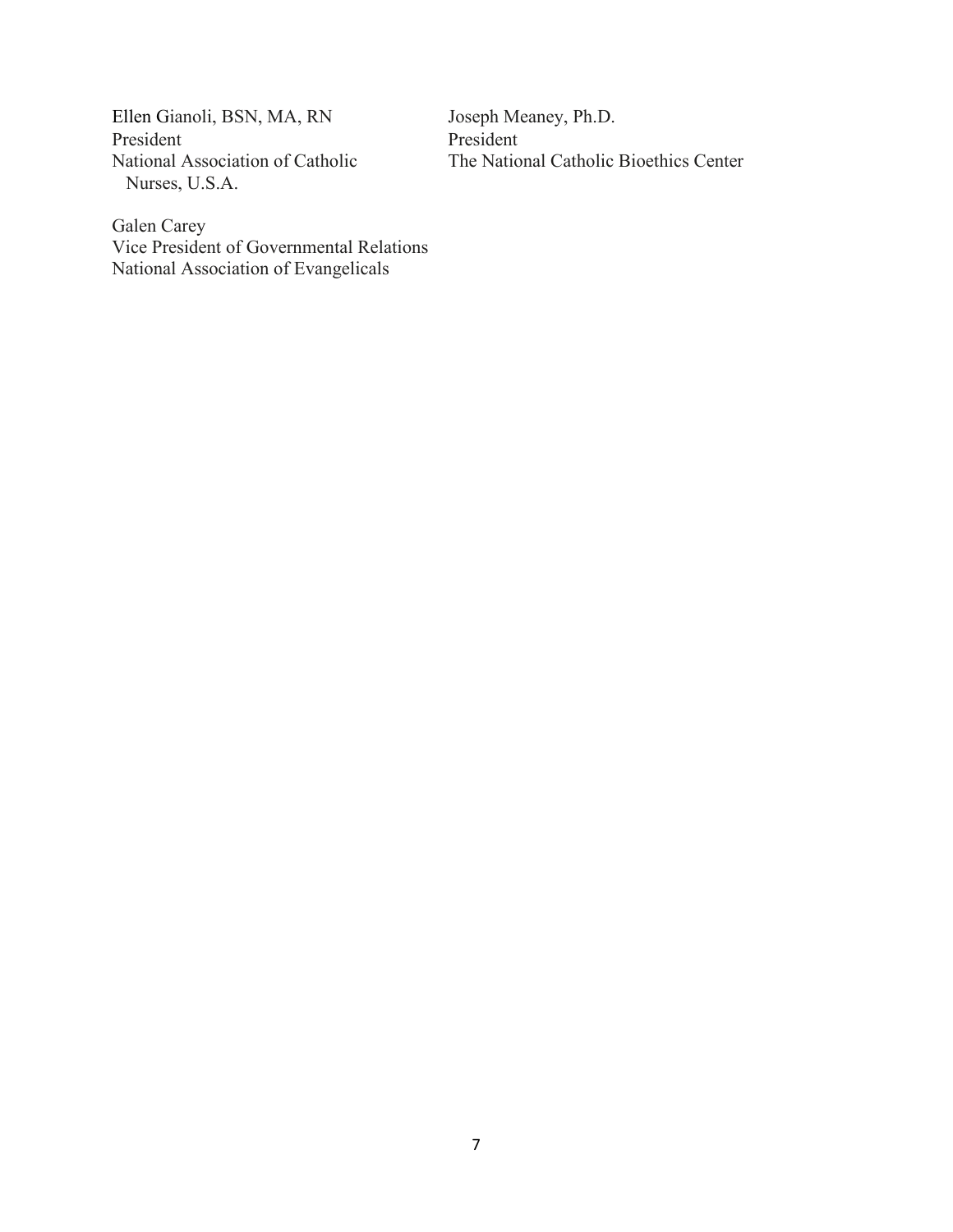Ellen Gianoli, BSN, MA, RN
President
National Association of Catholic
Nurses, U.S.A.

Joseph Meaney, Ph.D.
President
The National Catholic Bioethics Center

Galen Carey
Vice President of Governmental Relations
National Association of Evangelicals